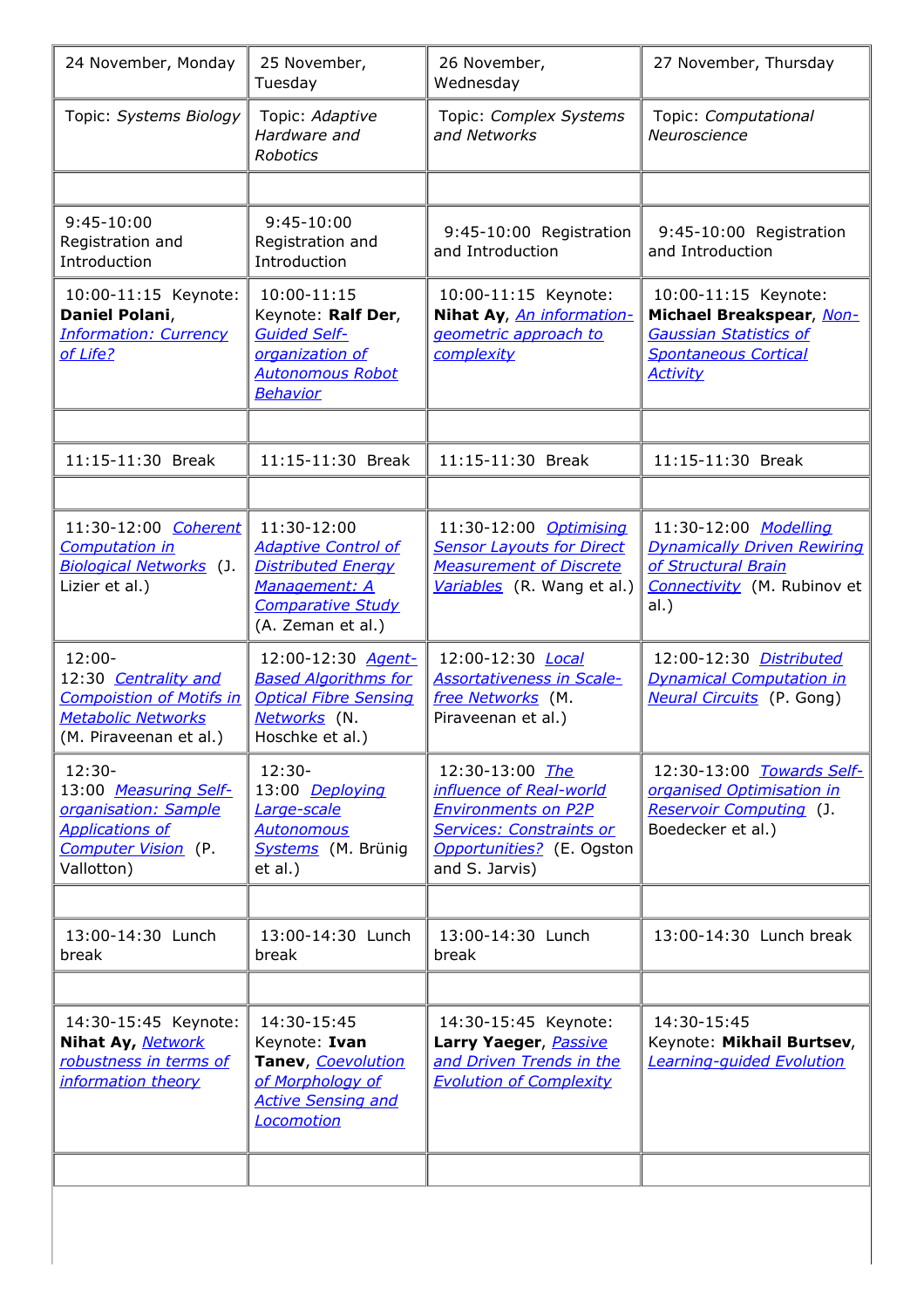| 24 November, Monday | 25 November, Tuesday | 26 November, Wednesday | 27 November, Thursday |
|---|---|---|---|
| Topic: *Systems Biology* | Topic: *Adaptive Hardware and Robotics* | Topic: *Complex Systems and Networks* | Topic: *Computational Neuroscience* |
| | | | |
| 9:45-10:00 Registration and Introduction | 9:45-10:00 Registration and Introduction | 9:45-10:00 Registration and Introduction | 9:45-10:00 Registration and Introduction |
| 10:00-11:15 Keynote: **Daniel Polani**, *Information: Currency of Life?* | 10:00-11:15 Keynote: **Ralf Der**, *Guided Self-organization of Autonomous Robot Behavior* | 10:00-11:15 Keynote: **Nihat Ay**, *An information-geometric approach to complexity* | 10:00-11:15 Keynote: **Michael Breakspear**, *Non-Gaussian Statistics of Spontaneous Cortical Activity* |
| | | | |
| 11:15-11:30 Break | 11:15-11:30 Break | 11:15-11:30 Break | 11:15-11:30 Break |
| | | | |
| 11:30-12:00 *Coherent Computation in Biological Networks* (J. Lizier et al.) | 11:30-12:00 *Adaptive Control of Distributed Energy Management: A Comparative Study* (A. Zeman et al.) | 11:30-12:00 *Optimising Sensor Layouts for Direct Measurement of Discrete Variables* (R. Wang et al.) | 11:30-12:00 *Modelling Dynamically Driven Rewiring of Structural Brain Connectivity* (M. Rubinov et al.) |
| 12:00-12:30 *Centrality and Composition of Motifs in Metabolic Networks* (M. Piraveenan et al.) | 12:00-12:30 *Agent-Based Algorithms for Optical Fibre Sensing Networks* (N. Hoschke et al.) | 12:00-12:30 *Local Assortativeness in Scale-free Networks* (M. Piraveenan et al.) | 12:00-12:30 *Distributed Dynamical Computation in Neural Circuits* (P. Gong) |
| 12:30-13:00 *Measuring Self-organisation: Sample Applications of Computer Vision* (P. Vallotton) | 12:30-13:00 *Deploying Large-scale Autonomous Systems* (M. Brünig et al.) | 12:30-13:00 *The influence of Real-world Environments on P2P Services: Constraints or Opportunities?* (E. Ogston and S. Jarvis) | 12:30-13:00 *Towards Self-organised Optimisation in Reservoir Computing* (J. Boedecker et al.) |
| | | | |
| 13:00-14:30 Lunch break | 13:00-14:30 Lunch break | 13:00-14:30 Lunch break | 13:00-14:30 Lunch break |
| | | | |
| 14:30-15:45 Keynote: **Nihat Ay,** *Network robustness in terms of information theory* | 14:30-15:45 Keynote: **Ivan Tanev**, *Coevolution of Morphology of Active Sensing and Locomotion* | 14:30-15:45 Keynote: **Larry Yaeger**, *Passive and Driven Trends in the Evolution of Complexity* | 14:30-15:45 Keynote: **Mikhail Burtsev**, *Learning-guided Evolution* |
| | | | |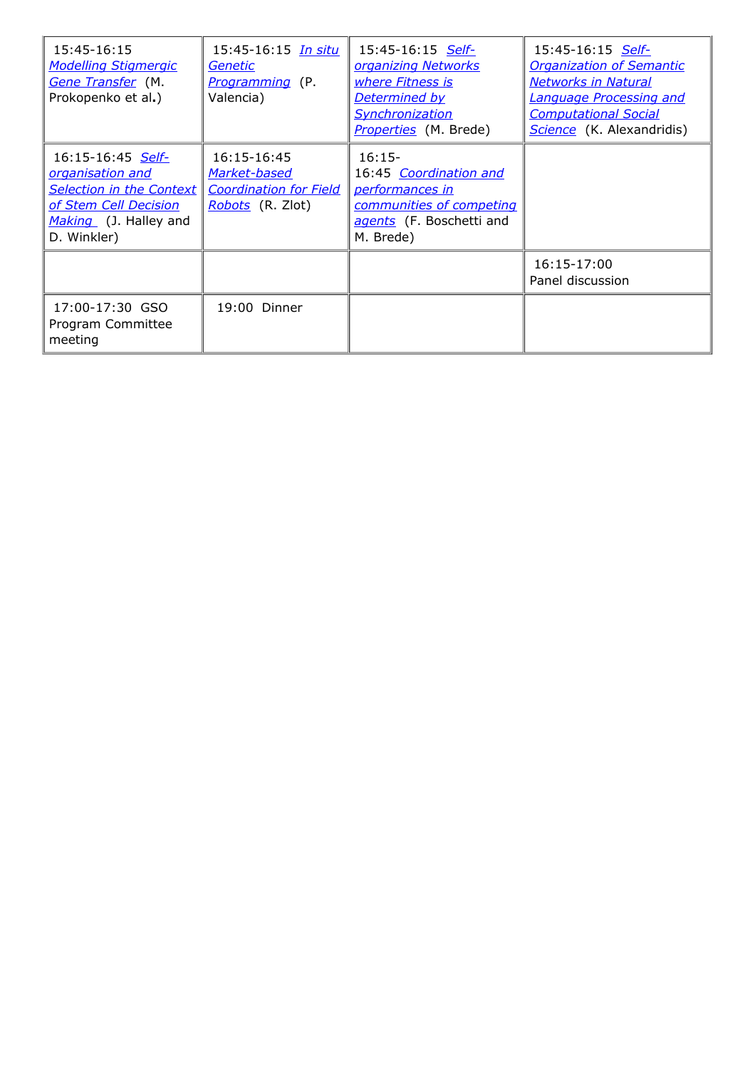| | | | |
|---|---|---|---|
| 15:45-16:15 Modelling Stigmergic Gene Transfer (M. Prokopenko et al.) | 15:45-16:15 In situ Genetic Programming (P. Valencia) | 15:45-16:15 Self-organizing Networks where Fitness is Determined by Synchronization Properties (M. Brede) | 15:45-16:15 Self-Organization of Semantic Networks in Natural Language Processing and Computational Social Science (K. Alexandridis) |
| 16:15-16:45 Self-organisation and Selection in the Context of Stem Cell Decision Making (J. Halley and D. Winkler) | 16:15-16:45 Market-based Coordination for Field Robots (R. Zlot) | 16:15-16:45 Coordination and performances in communities of competing agents (F. Boschetti and M. Brede) | |
| | | | 16:15-17:00 Panel discussion |
| 17:00-17:30 GSO Program Committee meeting | 19:00 Dinner | | |